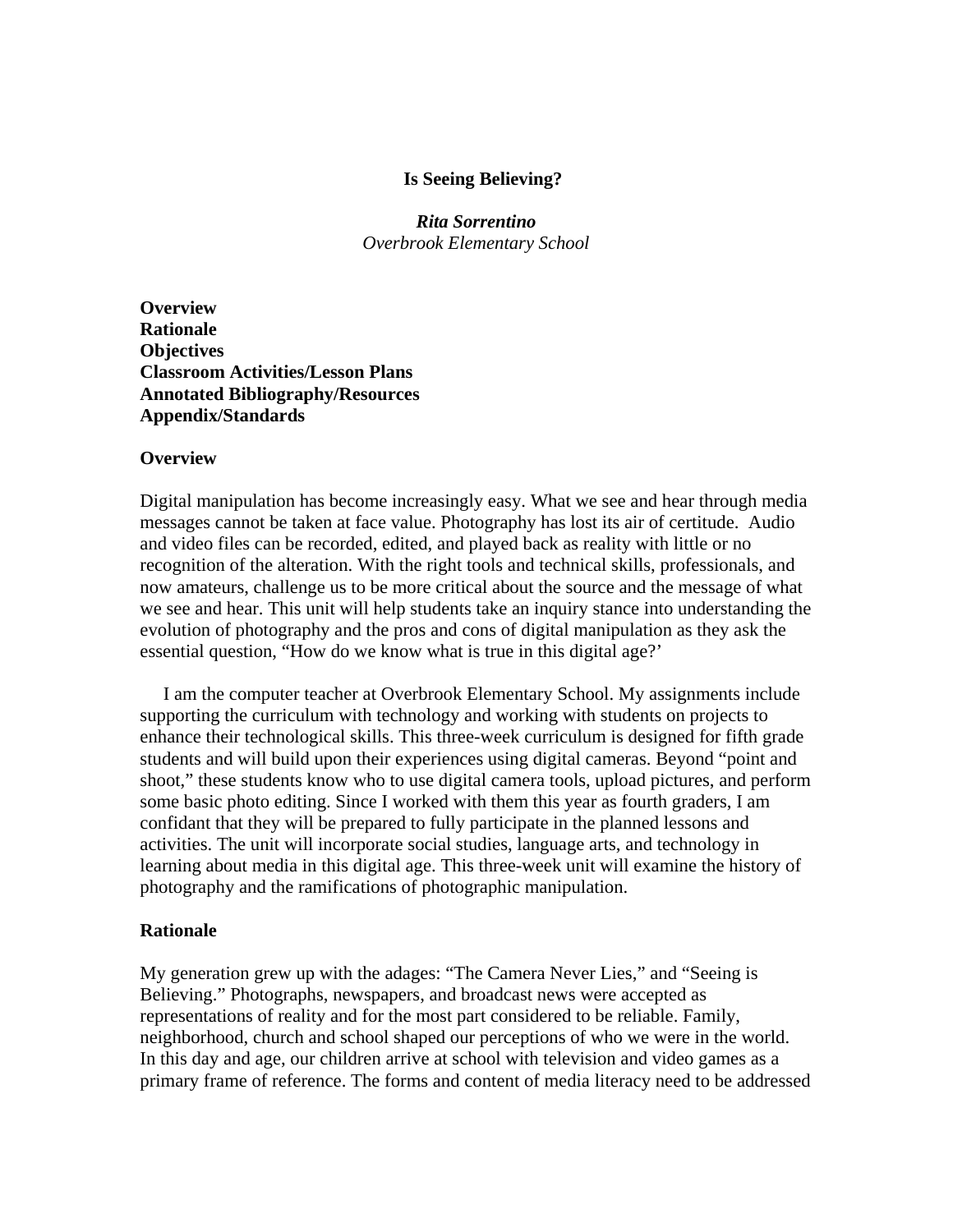# Is Seeing Believing?

***Rita Sorrentino***
*Overbrook Elementary School*

**Overview**
**Rationale**
**Objectives**
**Classroom Activities/Lesson Plans**
**Annotated Bibliography/Resources**
**Appendix/Standards**

## Overview

Digital manipulation has become increasingly easy. What we see and hear through media messages cannot be taken at face value. Photography has lost its air of certitude. Audio and video files can be recorded, edited, and played back as reality with little or no recognition of the alteration. With the right tools and technical skills, professionals, and now amateurs, challenge us to be more critical about the source and the message of what we see and hear. This unit will help students take an inquiry stance into understanding the evolution of photography and the pros and cons of digital manipulation as they ask the essential question, "How do we know what is true in this digital age?'

I am the computer teacher at Overbrook Elementary School. My assignments include supporting the curriculum with technology and working with students on projects to enhance their technological skills. This three-week curriculum is designed for fifth grade students and will build upon their experiences using digital cameras. Beyond "point and shoot," these students know who to use digital camera tools, upload pictures, and perform some basic photo editing. Since I worked with them this year as fourth graders, I am confidant that they will be prepared to fully participate in the planned lessons and activities. The unit will incorporate social studies, language arts, and technology in learning about media in this digital age. This three-week unit will examine the history of photography and the ramifications of photographic manipulation.

## Rationale

My generation grew up with the adages: "The Camera Never Lies," and "Seeing is Believing." Photographs, newspapers, and broadcast news were accepted as representations of reality and for the most part considered to be reliable. Family, neighborhood, church and school shaped our perceptions of who we were in the world. In this day and age, our children arrive at school with television and video games as a primary frame of reference. The forms and content of media literacy need to be addressed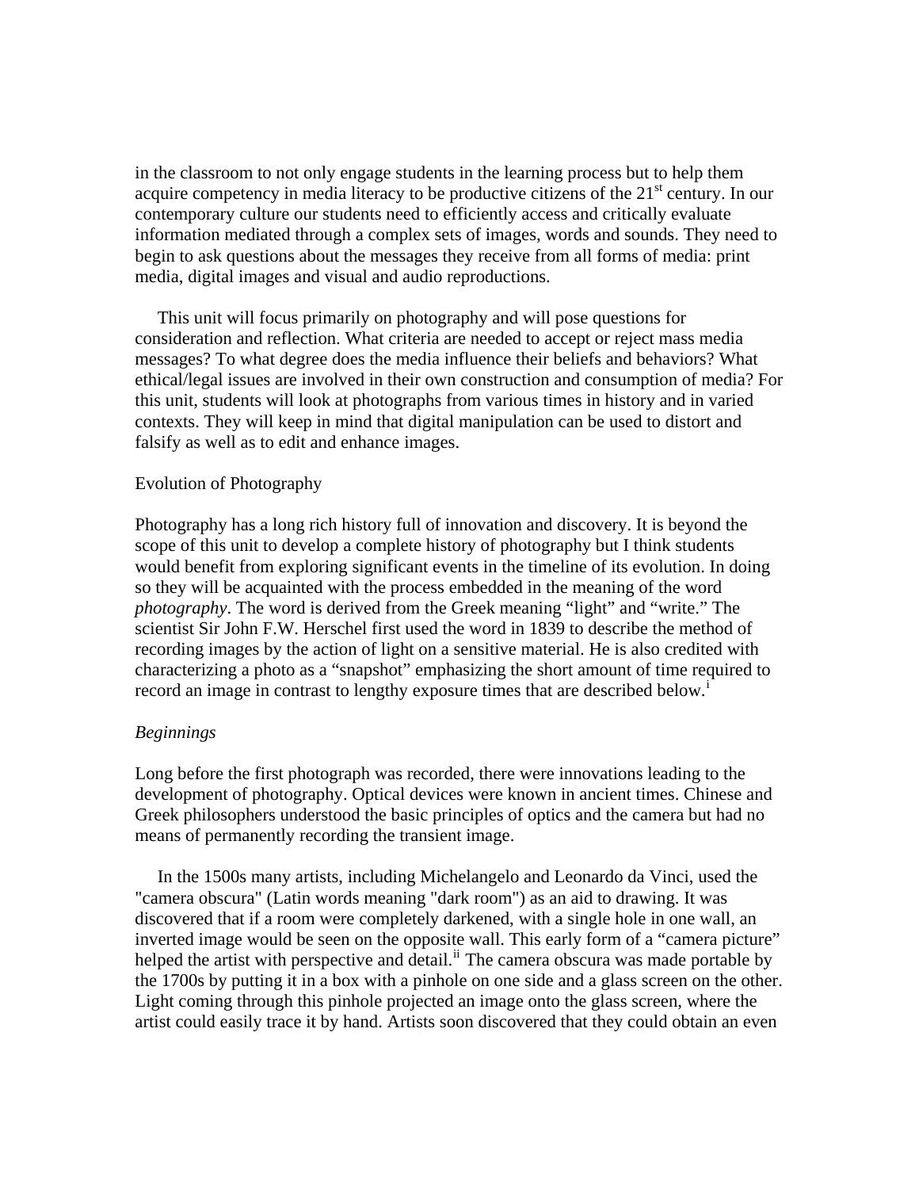in the classroom to not only engage students in the learning process but to help them acquire competency in media literacy to be productive citizens of the 21st century. In our contemporary culture our students need to efficiently access and critically evaluate information mediated through a complex sets of images, words and sounds. They need to begin to ask questions about the messages they receive from all forms of media: print media, digital images and visual and audio reproductions.

This unit will focus primarily on photography and will pose questions for consideration and reflection. What criteria are needed to accept or reject mass media messages? To what degree does the media influence their beliefs and behaviors? What ethical/legal issues are involved in their own construction and consumption of media? For this unit, students will look at photographs from various times in history and in varied contexts. They will keep in mind that digital manipulation can be used to distort and falsify as well as to edit and enhance images.

## Evolution of Photography

Photography has a long rich history full of innovation and discovery. It is beyond the scope of this unit to develop a complete history of photography but I think students would benefit from exploring significant events in the timeline of its evolution. In doing so they will be acquainted with the process embedded in the meaning of the word *photography*. The word is derived from the Greek meaning "light" and "write." The scientist Sir John F.W. Herschel first used the word in 1839 to describe the method of recording images by the action of light on a sensitive material. He is also credited with characterizing a photo as a "snapshot" emphasizing the short amount of time required to record an image in contrast to lengthy exposure times that are described below.[i]

### *Beginnings*

Long before the first photograph was recorded, there were innovations leading to the development of photography. Optical devices were known in ancient times. Chinese and Greek philosophers understood the basic principles of optics and the camera but had no means of permanently recording the transient image.

In the 1500s many artists, including Michelangelo and Leonardo da Vinci, used the "camera obscura" (Latin words meaning "dark room") as an aid to drawing. It was discovered that if a room were completely darkened, with a single hole in one wall, an inverted image would be seen on the opposite wall. This early form of a "camera picture" helped the artist with perspective and detail.[ii] The camera obscura was made portable by the 1700s by putting it in a box with a pinhole on one side and a glass screen on the other. Light coming through this pinhole projected an image onto the glass screen, where the artist could easily trace it by hand. Artists soon discovered that they could obtain an even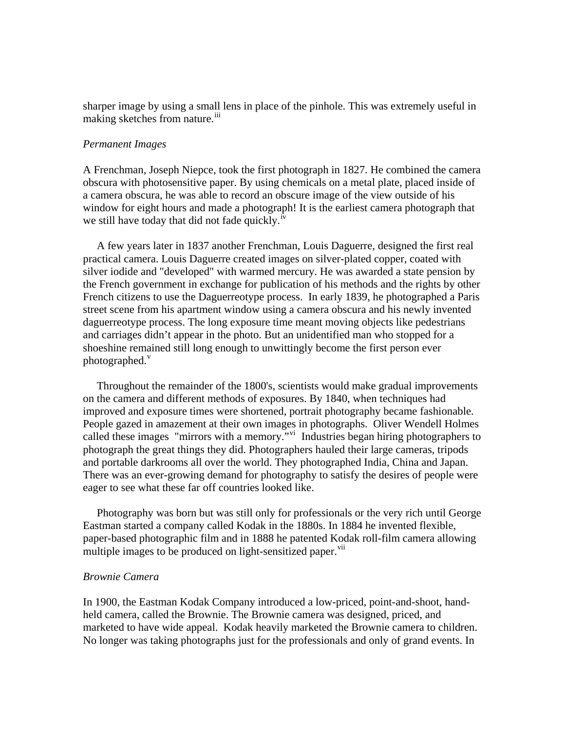sharper image by using a small lens in place of the pinhole. This was extremely useful in making sketches from nature.[iii]

*Permanent Images*

A Frenchman, Joseph Niepce, took the first photograph in 1827. He combined the camera obscura with photosensitive paper. By using chemicals on a metal plate, placed inside of a camera obscura, he was able to record an obscure image of the view outside of his window for eight hours and made a photograph! It is the earliest camera photograph that we still have today that did not fade quickly.[iv]

A few years later in 1837 another Frenchman, Louis Daguerre, designed the first real practical camera. Louis Daguerre created images on silver-plated copper, coated with silver iodide and "developed" with warmed mercury. He was awarded a state pension by the French government in exchange for publication of his methods and the rights by other French citizens to use the Daguerreotype process. In early 1839, he photographed a Paris street scene from his apartment window using a camera obscura and his newly invented daguerreotype process. The long exposure time meant moving objects like pedestrians and carriages didn't appear in the photo. But an unidentified man who stopped for a shoeshine remained still long enough to unwittingly become the first person ever photographed.[v]

Throughout the remainder of the 1800's, scientists would make gradual improvements on the camera and different methods of exposures. By 1840, when techniques had improved and exposure times were shortened, portrait photography became fashionable. People gazed in amazement at their own images in photographs. Oliver Wendell Holmes called these images "mirrors with a memory."[vi] Industries began hiring photographers to photograph the great things they did. Photographers hauled their large cameras, tripods and portable darkrooms all over the world. They photographed India, China and Japan. There was an ever-growing demand for photography to satisfy the desires of people were eager to see what these far off countries looked like.

Photography was born but was still only for professionals or the very rich until George Eastman started a company called Kodak in the 1880s. In 1884 he invented flexible, paper-based photographic film and in 1888 he patented Kodak roll-film camera allowing multiple images to be produced on light-sensitized paper.[vii]

*Brownie Camera*

In 1900, the Eastman Kodak Company introduced a low-priced, point-and-shoot, hand-held camera, called the Brownie. The Brownie camera was designed, priced, and marketed to have wide appeal. Kodak heavily marketed the Brownie camera to children. No longer was taking photographs just for the professionals and only of grand events. In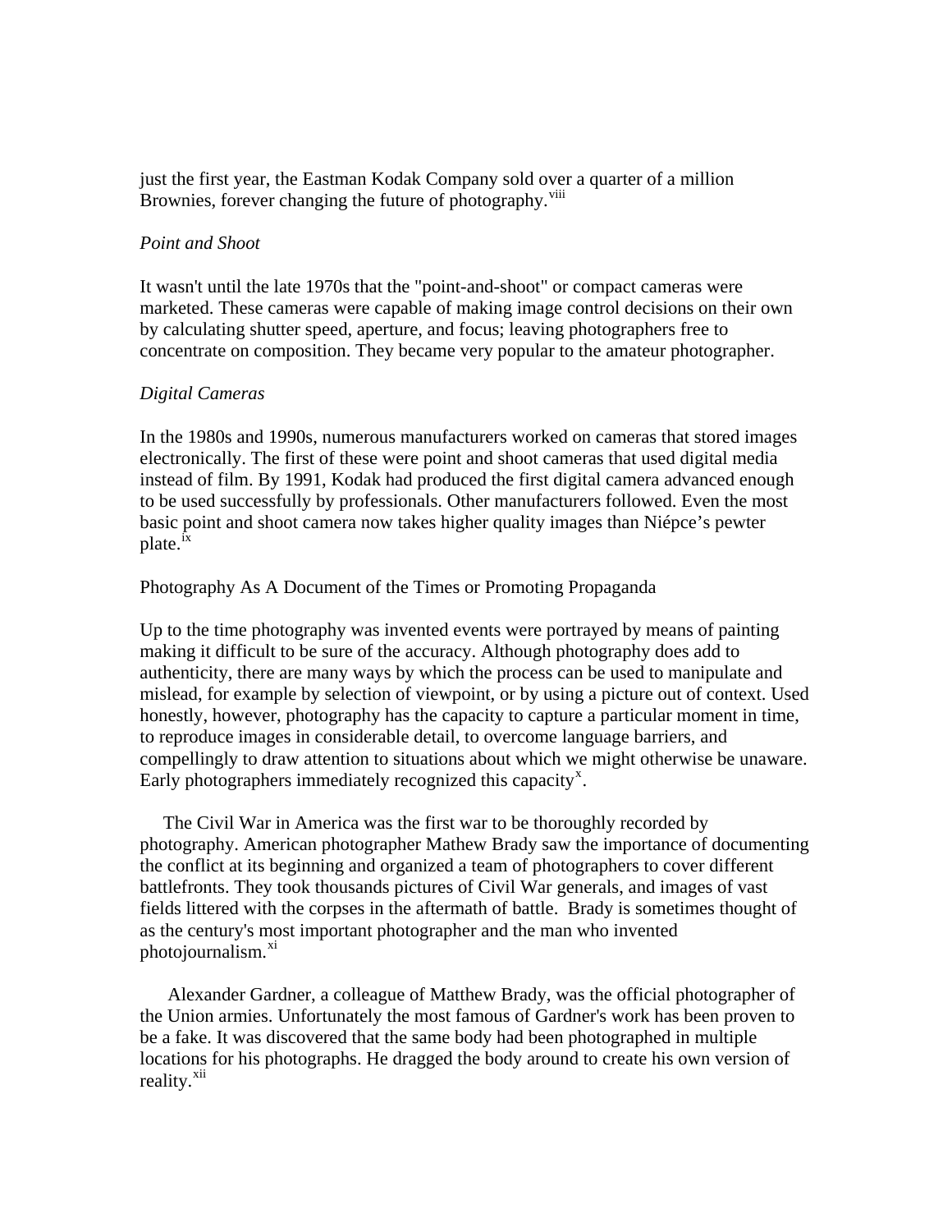just the first year, the Eastman Kodak Company sold over a quarter of a million Brownies, forever changing the future of photography.[viii]

*Point and Shoot*

It wasn't until the late 1970s that the "point-and-shoot" or compact cameras were marketed. These cameras were capable of making image control decisions on their own by calculating shutter speed, aperture, and focus; leaving photographers free to concentrate on composition. They became very popular to the amateur photographer.

*Digital Cameras*

In the 1980s and 1990s, numerous manufacturers worked on cameras that stored images electronically. The first of these were point and shoot cameras that used digital media instead of film. By 1991, Kodak had produced the first digital camera advanced enough to be used successfully by professionals. Other manufacturers followed. Even the most basic point and shoot camera now takes higher quality images than Niépce's pewter plate.[ix]

Photography As A Document of the Times or Promoting Propaganda

Up to the time photography was invented events were portrayed by means of painting making it difficult to be sure of the accuracy. Although photography does add to authenticity, there are many ways by which the process can be used to manipulate and mislead, for example by selection of viewpoint, or by using a picture out of context. Used honestly, however, photography has the capacity to capture a particular moment in time, to reproduce images in considerable detail, to overcome language barriers, and compellingly to draw attention to situations about which we might otherwise be unaware. Early photographers immediately recognized this capacity[x].

The Civil War in America was the first war to be thoroughly recorded by photography. American photographer Mathew Brady saw the importance of documenting the conflict at its beginning and organized a team of photographers to cover different battlefronts. They took thousands pictures of Civil War generals, and images of vast fields littered with the corpses in the aftermath of battle. Brady is sometimes thought of as the century's most important photographer and the man who invented photojournalism.[xi]

Alexander Gardner, a colleague of Matthew Brady, was the official photographer of the Union armies. Unfortunately the most famous of Gardner's work has been proven to be a fake. It was discovered that the same body had been photographed in multiple locations for his photographs. He dragged the body around to create his own version of reality.[xii]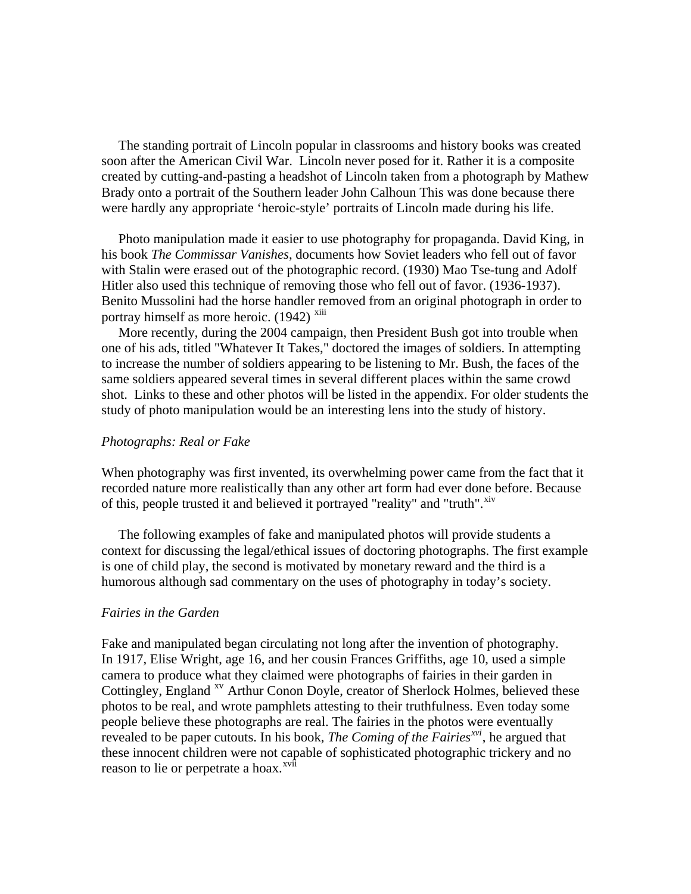The standing portrait of Lincoln popular in classrooms and history books was created soon after the American Civil War. Lincoln never posed for it. Rather it is a composite created by cutting-and-pasting a headshot of Lincoln taken from a photograph by Mathew Brady onto a portrait of the Southern leader John Calhoun This was done because there were hardly any appropriate 'heroic-style' portraits of Lincoln made during his life.

Photo manipulation made it easier to use photography for propaganda. David King, in his book *The Commissar Vanishes*, documents how Soviet leaders who fell out of favor with Stalin were erased out of the photographic record. (1930) Mao Tse-tung and Adolf Hitler also used this technique of removing those who fell out of favor. (1936-1937). Benito Mussolini had the horse handler removed from an original photograph in order to portray himself as more heroic. (1942) [xiii]

More recently, during the 2004 campaign, then President Bush got into trouble when one of his ads, titled "Whatever It Takes," doctored the images of soldiers. In attempting to increase the number of soldiers appearing to be listening to Mr. Bush, the faces of the same soldiers appeared several times in several different places within the same crowd shot. Links to these and other photos will be listed in the appendix. For older students the study of photo manipulation would be an interesting lens into the study of history.

*Photographs: Real or Fake*

When photography was first invented, its overwhelming power came from the fact that it recorded nature more realistically than any other art form had ever done before. Because of this, people trusted it and believed it portrayed "reality" and "truth".[xiv]

The following examples of fake and manipulated photos will provide students a context for discussing the legal/ethical issues of doctoring photographs. The first example is one of child play, the second is motivated by monetary reward and the third is a humorous although sad commentary on the uses of photography in today's society.

*Fairies in the Garden*

Fake and manipulated began circulating not long after the invention of photography. In 1917, Elise Wright, age 16, and her cousin Frances Griffiths, age 10, used a simple camera to produce what they claimed were photographs of fairies in their garden in Cottingley, England [xv] Arthur Conon Doyle, creator of Sherlock Holmes, believed these photos to be real, and wrote pamphlets attesting to their truthfulness. Even today some people believe these photographs are real. The fairies in the photos were eventually revealed to be paper cutouts. In his book, *The Coming of the Fairies*[xvi], he argued that these innocent children were not capable of sophisticated photographic trickery and no reason to lie or perpetrate a hoax.[xvii]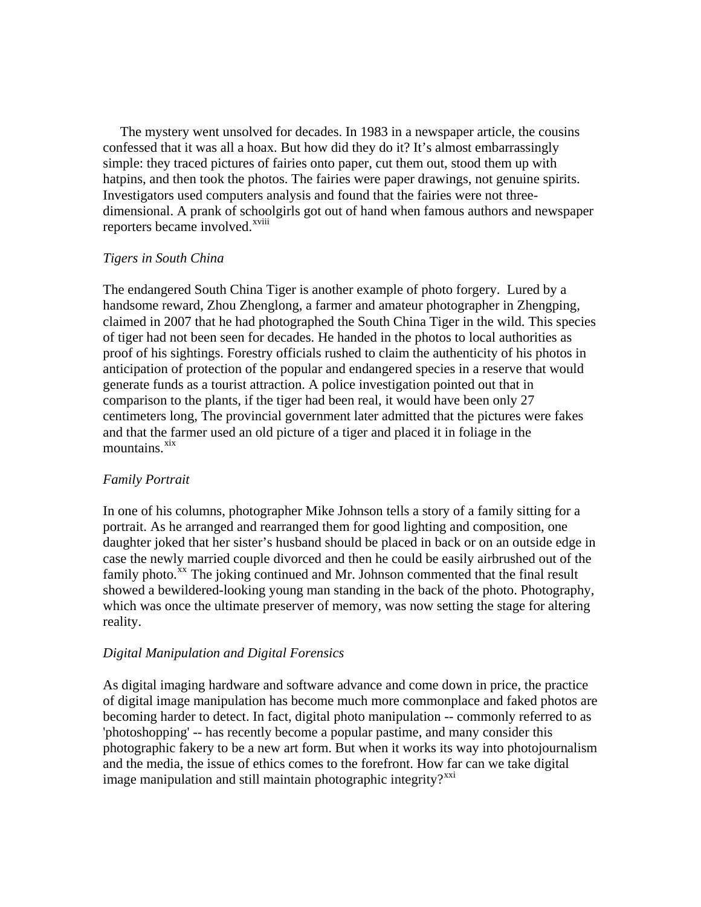The mystery went unsolved for decades. In 1983 in a newspaper article, the cousins confessed that it was all a hoax. But how did they do it? It's almost embarrassingly simple: they traced pictures of fairies onto paper, cut them out, stood them up with hatpins, and then took the photos. The fairies were paper drawings, not genuine spirits. Investigators used computers analysis and found that the fairies were not three-dimensional. A prank of schoolgirls got out of hand when famous authors and newspaper reporters became involved.[xviii]

*Tigers in South China*

The endangered South China Tiger is another example of photo forgery. Lured by a handsome reward, Zhou Zhenglong, a farmer and amateur photographer in Zhengping, claimed in 2007 that he had photographed the South China Tiger in the wild. This species of tiger had not been seen for decades. He handed in the photos to local authorities as proof of his sightings. Forestry officials rushed to claim the authenticity of his photos in anticipation of protection of the popular and endangered species in a reserve that would generate funds as a tourist attraction. A police investigation pointed out that in comparison to the plants, if the tiger had been real, it would have been only 27 centimeters long, The provincial government later admitted that the pictures were fakes and that the farmer used an old picture of a tiger and placed it in foliage in the mountains.[xix]

*Family Portrait*

In one of his columns, photographer Mike Johnson tells a story of a family sitting for a portrait. As he arranged and rearranged them for good lighting and composition, one daughter joked that her sister's husband should be placed in back or on an outside edge in case the newly married couple divorced and then he could be easily airbrushed out of the family photo.[xx] The joking continued and Mr. Johnson commented that the final result showed a bewildered-looking young man standing in the back of the photo. Photography, which was once the ultimate preserver of memory, was now setting the stage for altering reality.

*Digital Manipulation and Digital Forensics*

As digital imaging hardware and software advance and come down in price, the practice of digital image manipulation has become much more commonplace and faked photos are becoming harder to detect. In fact, digital photo manipulation -- commonly referred to as 'photoshopping' -- has recently become a popular pastime, and many consider this photographic fakery to be a new art form. But when it works its way into photojournalism and the media, the issue of ethics comes to the forefront. How far can we take digital image manipulation and still maintain photographic integrity?[xxi]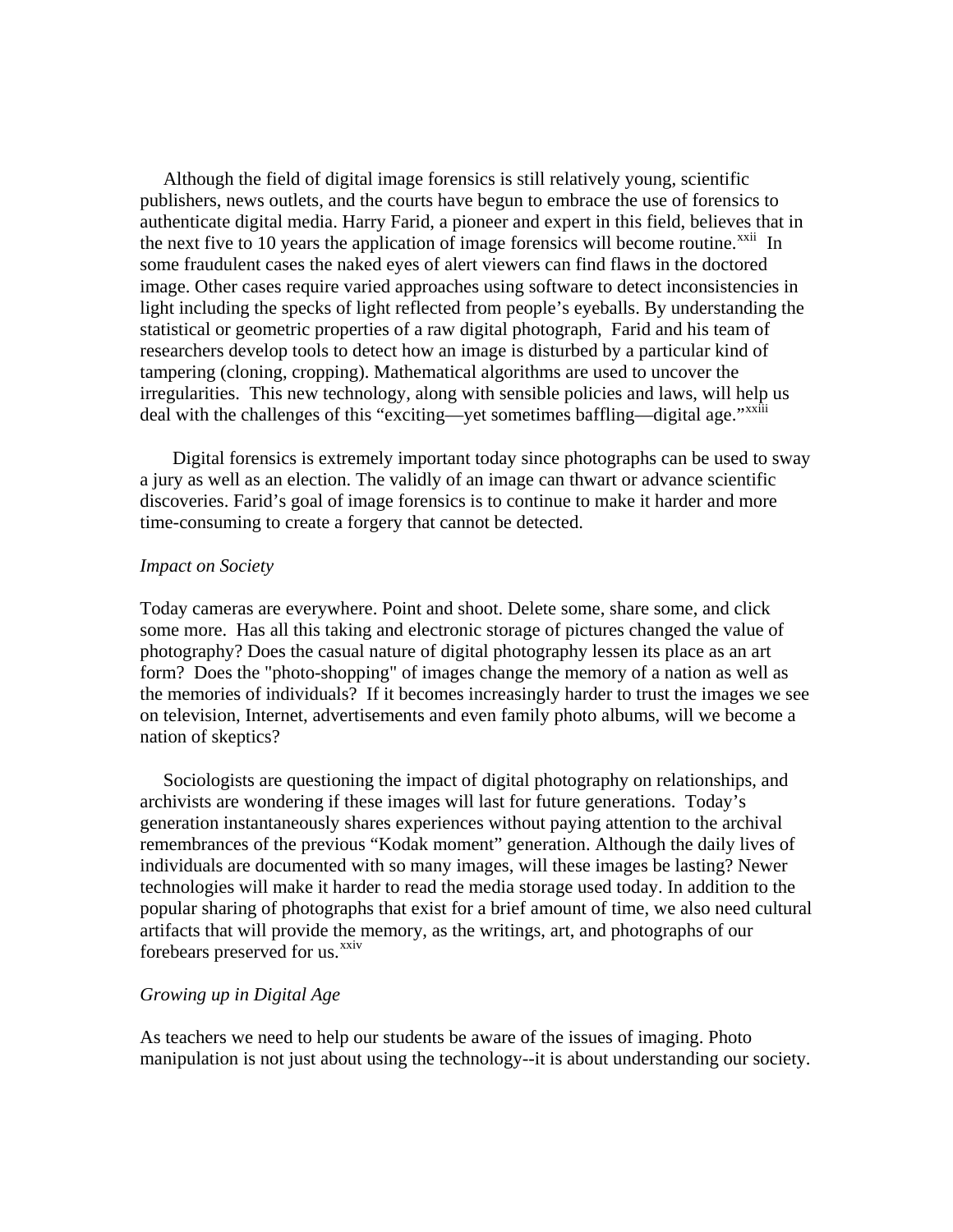Although the field of digital image forensics is still relatively young, scientific publishers, news outlets, and the courts have begun to embrace the use of forensics to authenticate digital media. Harry Farid, a pioneer and expert in this field, believes that in the next five to 10 years the application of image forensics will become routine.[xxii] In some fraudulent cases the naked eyes of alert viewers can find flaws in the doctored image. Other cases require varied approaches using software to detect inconsistencies in light including the specks of light reflected from people's eyeballs. By understanding the statistical or geometric properties of a raw digital photograph, Farid and his team of researchers develop tools to detect how an image is disturbed by a particular kind of tampering (cloning, cropping). Mathematical algorithms are used to uncover the irregularities. This new technology, along with sensible policies and laws, will help us deal with the challenges of this "exciting—yet sometimes baffling—digital age."[xxiii]

Digital forensics is extremely important today since photographs can be used to sway a jury as well as an election. The validly of an image can thwart or advance scientific discoveries. Farid's goal of image forensics is to continue to make it harder and more time-consuming to create a forgery that cannot be detected.

*Impact on Society*

Today cameras are everywhere. Point and shoot. Delete some, share some, and click some more. Has all this taking and electronic storage of pictures changed the value of photography? Does the casual nature of digital photography lessen its place as an art form? Does the "photo-shopping" of images change the memory of a nation as well as the memories of individuals? If it becomes increasingly harder to trust the images we see on television, Internet, advertisements and even family photo albums, will we become a nation of skeptics?

Sociologists are questioning the impact of digital photography on relationships, and archivists are wondering if these images will last for future generations. Today's generation instantaneously shares experiences without paying attention to the archival remembrances of the previous "Kodak moment" generation. Although the daily lives of individuals are documented with so many images, will these images be lasting? Newer technologies will make it harder to read the media storage used today. In addition to the popular sharing of photographs that exist for a brief amount of time, we also need cultural artifacts that will provide the memory, as the writings, art, and photographs of our forebears preserved for us.[xxiv]

*Growing up in Digital Age*

As teachers we need to help our students be aware of the issues of imaging. Photo manipulation is not just about using the technology--it is about understanding our society.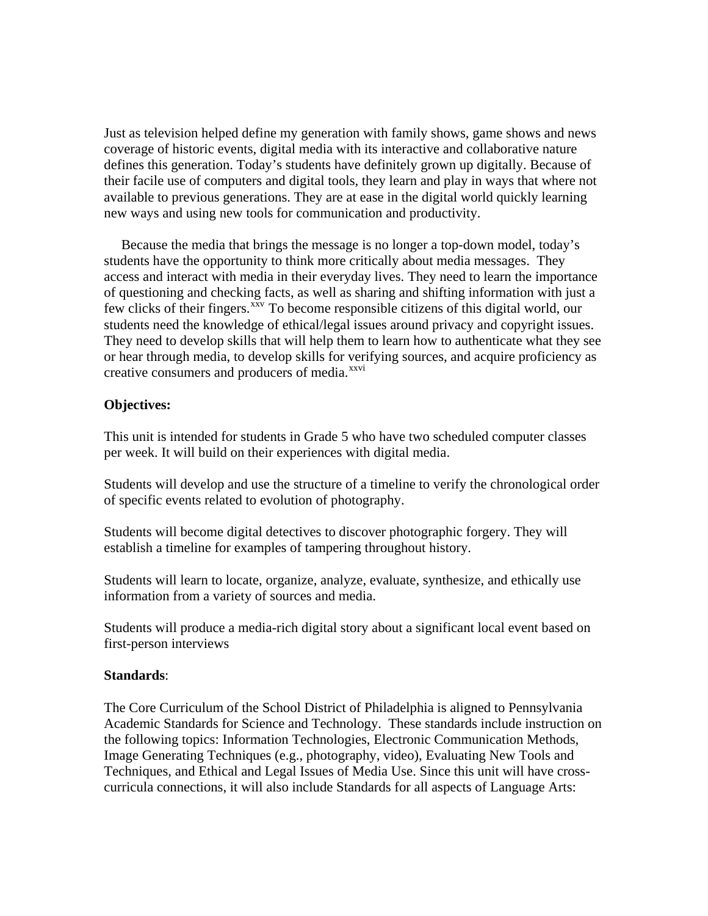Just as television helped define my generation with family shows, game shows and news coverage of historic events, digital media with its interactive and collaborative nature defines this generation. Today's students have definitely grown up digitally. Because of their facile use of computers and digital tools, they learn and play in ways that where not available to previous generations. They are at ease in the digital world quickly learning new ways and using new tools for communication and productivity.

Because the media that brings the message is no longer a top-down model, today's students have the opportunity to think more critically about media messages. They access and interact with media in their everyday lives. They need to learn the importance of questioning and checking facts, as well as sharing and shifting information with just a few clicks of their fingers.[xxv] To become responsible citizens of this digital world, our students need the knowledge of ethical/legal issues around privacy and copyright issues. They need to develop skills that will help them to learn how to authenticate what they see or hear through media, to develop skills for verifying sources, and acquire proficiency as creative consumers and producers of media.[xxvi]

**Objectives:**

This unit is intended for students in Grade 5 who have two scheduled computer classes per week. It will build on their experiences with digital media.

Students will develop and use the structure of a timeline to verify the chronological order of specific events related to evolution of photography.

Students will become digital detectives to discover photographic forgery. They will establish a timeline for examples of tampering throughout history.

Students will learn to locate, organize, analyze, evaluate, synthesize, and ethically use information from a variety of sources and media.

Students will produce a media-rich digital story about a significant local event based on first-person interviews

**Standards**:

The Core Curriculum of the School District of Philadelphia is aligned to Pennsylvania Academic Standards for Science and Technology. These standards include instruction on the following topics: Information Technologies, Electronic Communication Methods, Image Generating Techniques (e.g., photography, video), Evaluating New Tools and Techniques, and Ethical and Legal Issues of Media Use. Since this unit will have cross-curricula connections, it will also include Standards for all aspects of Language Arts: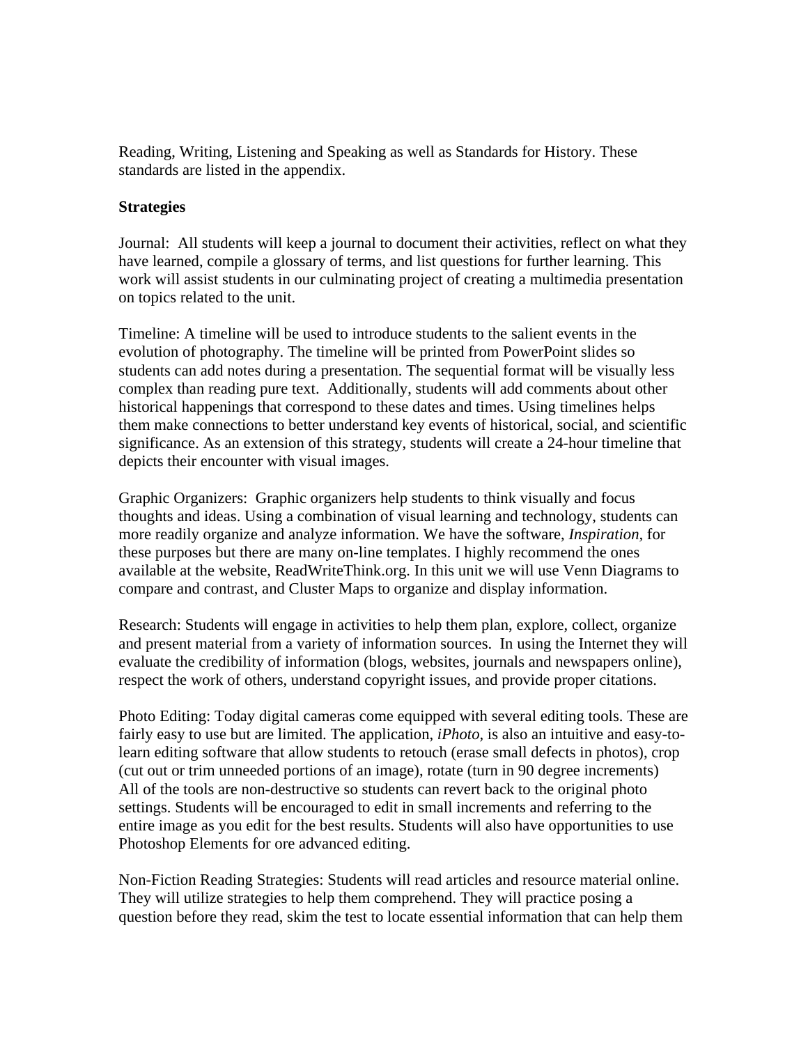Reading, Writing, Listening and Speaking as well as Standards for History. These standards are listed in the appendix.

**Strategies**

Journal: All students will keep a journal to document their activities, reflect on what they have learned, compile a glossary of terms, and list questions for further learning. This work will assist students in our culminating project of creating a multimedia presentation on topics related to the unit.

Timeline: A timeline will be used to introduce students to the salient events in the evolution of photography. The timeline will be printed from PowerPoint slides so students can add notes during a presentation. The sequential format will be visually less complex than reading pure text. Additionally, students will add comments about other historical happenings that correspond to these dates and times. Using timelines helps them make connections to better understand key events of historical, social, and scientific significance. As an extension of this strategy, students will create a 24-hour timeline that depicts their encounter with visual images.

Graphic Organizers: Graphic organizers help students to think visually and focus thoughts and ideas. Using a combination of visual learning and technology, students can more readily organize and analyze information. We have the software, *Inspiration*, for these purposes but there are many on-line templates. I highly recommend the ones available at the website, ReadWriteThink.org. In this unit we will use Venn Diagrams to compare and contrast, and Cluster Maps to organize and display information.

Research: Students will engage in activities to help them plan, explore, collect, organize and present material from a variety of information sources. In using the Internet they will evaluate the credibility of information (blogs, websites, journals and newspapers online), respect the work of others, understand copyright issues, and provide proper citations.

Photo Editing: Today digital cameras come equipped with several editing tools. These are fairly easy to use but are limited. The application, *iPhoto*, is also an intuitive and easy-to-learn editing software that allow students to retouch (erase small defects in photos), crop (cut out or trim unneeded portions of an image), rotate (turn in 90 degree increments) All of the tools are non-destructive so students can revert back to the original photo settings. Students will be encouraged to edit in small increments and referring to the entire image as you edit for the best results. Students will also have opportunities to use Photoshop Elements for ore advanced editing.

Non-Fiction Reading Strategies: Students will read articles and resource material online. They will utilize strategies to help them comprehend. They will practice posing a question before they read, skim the test to locate essential information that can help them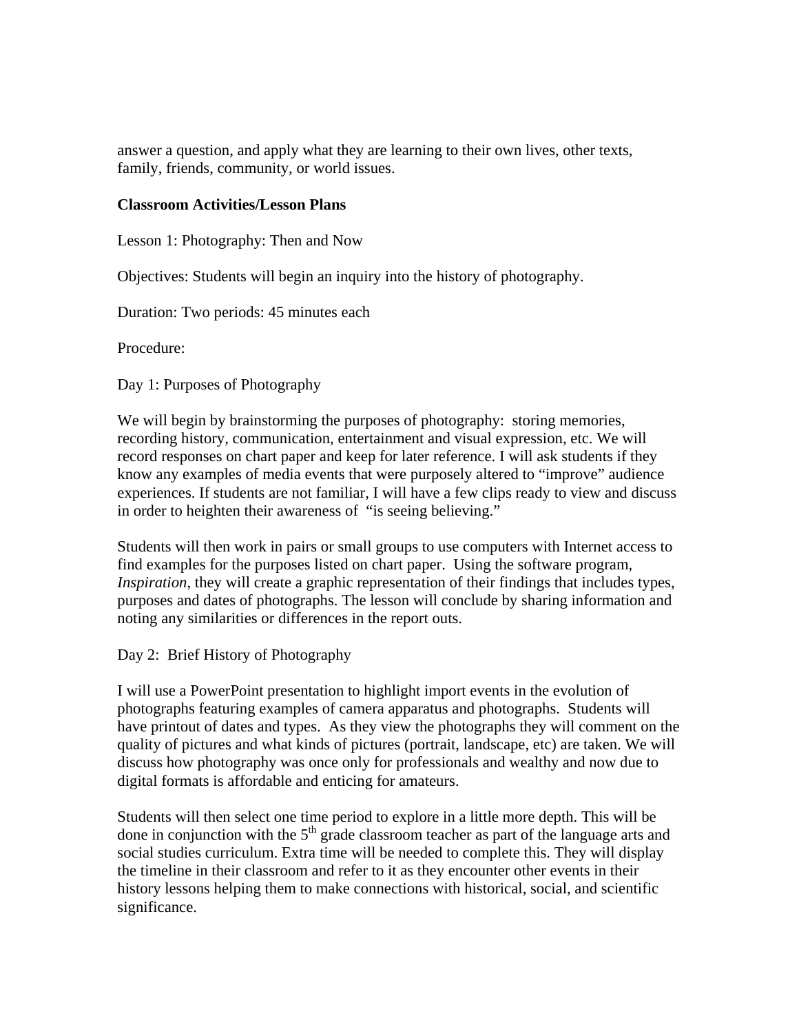answer a question, and apply what they are learning to their own lives, other texts, family, friends, community, or world issues.

**Classroom Activities/Lesson Plans**

Lesson 1: Photography: Then and Now

Objectives: Students will begin an inquiry into the history of photography.

Duration: Two periods: 45 minutes each

Procedure:

Day 1: Purposes of Photography

We will begin by brainstorming the purposes of photography: storing memories, recording history, communication, entertainment and visual expression, etc. We will record responses on chart paper and keep for later reference. I will ask students if they know any examples of media events that were purposely altered to "improve" audience experiences. If students are not familiar, I will have a few clips ready to view and discuss in order to heighten their awareness of "is seeing believing."

Students will then work in pairs or small groups to use computers with Internet access to find examples for the purposes listed on chart paper. Using the software program, *Inspiration*, they will create a graphic representation of their findings that includes types, purposes and dates of photographs. The lesson will conclude by sharing information and noting any similarities or differences in the report outs.

Day 2: Brief History of Photography

I will use a PowerPoint presentation to highlight import events in the evolution of photographs featuring examples of camera apparatus and photographs. Students will have printout of dates and types. As they view the photographs they will comment on the quality of pictures and what kinds of pictures (portrait, landscape, etc) are taken. We will discuss how photography was once only for professionals and wealthy and now due to digital formats is affordable and enticing for amateurs.

Students will then select one time period to explore in a little more depth. This will be done in conjunction with the 5th grade classroom teacher as part of the language arts and social studies curriculum. Extra time will be needed to complete this. They will display the timeline in their classroom and refer to it as they encounter other events in their history lessons helping them to make connections with historical, social, and scientific significance.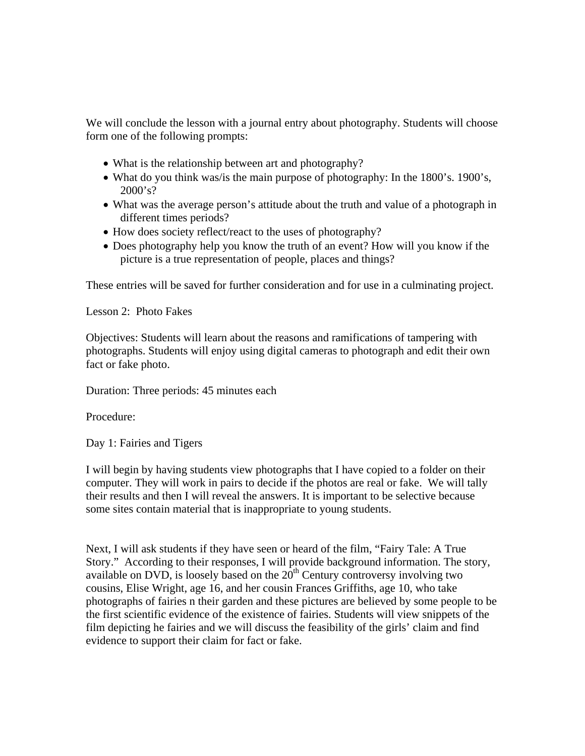We will conclude the lesson with a journal entry about photography. Students will choose form one of the following prompts:

- What is the relationship between art and photography?
- What do you think was/is the main purpose of photography: In the 1800's. 1900's, 2000's?
- What was the average person's attitude about the truth and value of a photograph in different times periods?
- How does society reflect/react to the uses of photography?
- Does photography help you know the truth of an event? How will you know if the picture is a true representation of people, places and things?

These entries will be saved for further consideration and for use in a culminating project.

Lesson 2: Photo Fakes

Objectives: Students will learn about the reasons and ramifications of tampering with photographs. Students will enjoy using digital cameras to photograph and edit their own fact or fake photo.

Duration: Three periods: 45 minutes each

Procedure:

Day 1: Fairies and Tigers

I will begin by having students view photographs that I have copied to a folder on their computer. They will work in pairs to decide if the photos are real or fake. We will tally their results and then I will reveal the answers. It is important to be selective because some sites contain material that is inappropriate to young students.

Next, I will ask students if they have seen or heard of the film, "Fairy Tale: A True Story." According to their responses, I will provide background information. The story, available on DVD, is loosely based on the 20th Century controversy involving two cousins, Elise Wright, age 16, and her cousin Frances Griffiths, age 10, who take photographs of fairies n their garden and these pictures are believed by some people to be the first scientific evidence of the existence of fairies. Students will view snippets of the film depicting he fairies and we will discuss the feasibility of the girls' claim and find evidence to support their claim for fact or fake.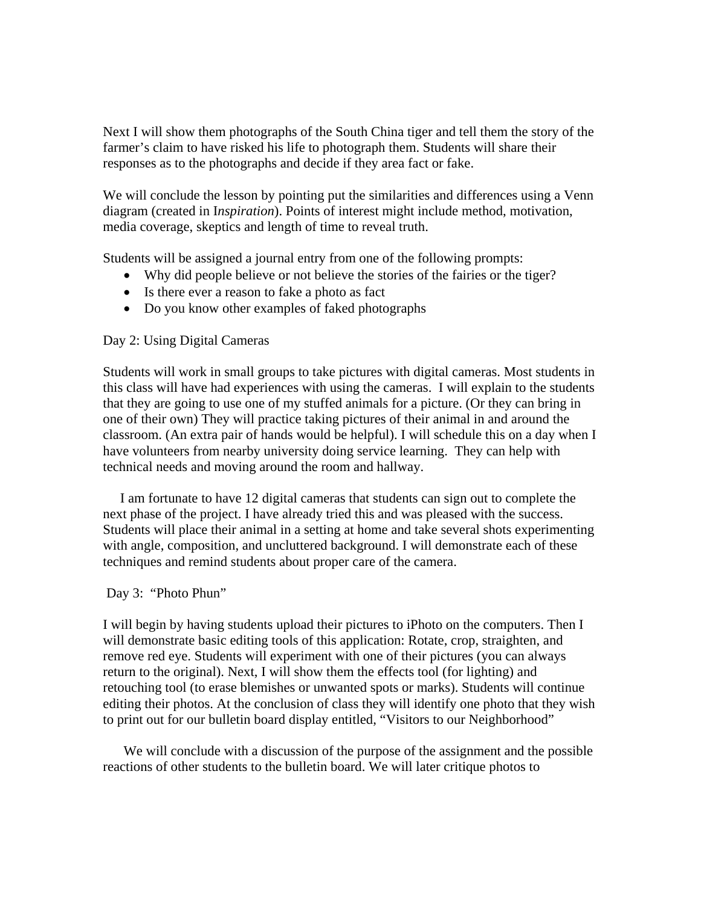Next I will show them photographs of the South China tiger and tell them the story of the farmer's claim to have risked his life to photograph them. Students will share their responses as to the photographs and decide if they area fact or fake.

We will conclude the lesson by pointing put the similarities and differences using a Venn diagram (created in I*nspiration*). Points of interest might include method, motivation, media coverage, skeptics and length of time to reveal truth.

Students will be assigned a journal entry from one of the following prompts:

- Why did people believe or not believe the stories of the fairies or the tiger?
- Is there ever a reason to fake a photo as fact
- Do you know other examples of faked photographs

Day 2: Using Digital Cameras

Students will work in small groups to take pictures with digital cameras. Most students in this class will have had experiences with using the cameras. I will explain to the students that they are going to use one of my stuffed animals for a picture. (Or they can bring in one of their own) They will practice taking pictures of their animal in and around the classroom. (An extra pair of hands would be helpful). I will schedule this on a day when I have volunteers from nearby university doing service learning. They can help with technical needs and moving around the room and hallway.

I am fortunate to have 12 digital cameras that students can sign out to complete the next phase of the project. I have already tried this and was pleased with the success. Students will place their animal in a setting at home and take several shots experimenting with angle, composition, and uncluttered background. I will demonstrate each of these techniques and remind students about proper care of the camera.

Day 3: "Photo Phun"

I will begin by having students upload their pictures to iPhoto on the computers. Then I will demonstrate basic editing tools of this application: Rotate, crop, straighten, and remove red eye. Students will experiment with one of their pictures (you can always return to the original). Next, I will show them the effects tool (for lighting) and retouching tool (to erase blemishes or unwanted spots or marks). Students will continue editing their photos. At the conclusion of class they will identify one photo that they wish to print out for our bulletin board display entitled, "Visitors to our Neighborhood"

We will conclude with a discussion of the purpose of the assignment and the possible reactions of other students to the bulletin board. We will later critique photos to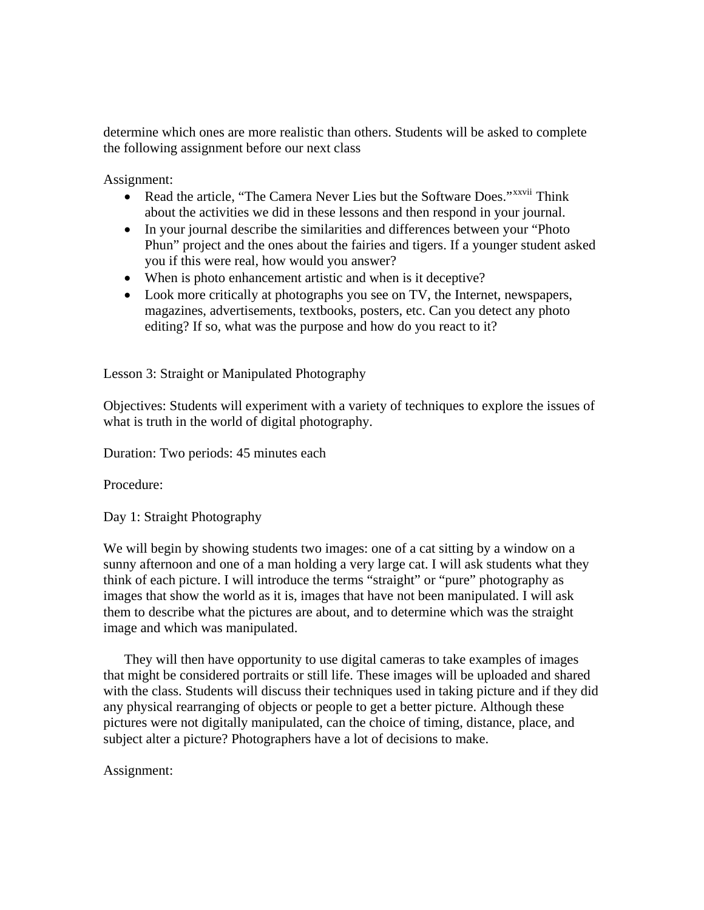determine which ones are more realistic than others. Students will be asked to complete the following assignment before our next class

Assignment:

- Read the article, "The Camera Never Lies but the Software Does."[xxvii] Think about the activities we did in these lessons and then respond in your journal.
- In your journal describe the similarities and differences between your "Photo Phun" project and the ones about the fairies and tigers. If a younger student asked you if this were real, how would you answer?
- When is photo enhancement artistic and when is it deceptive?
- Look more critically at photographs you see on TV, the Internet, newspapers, magazines, advertisements, textbooks, posters, etc. Can you detect any photo editing? If so, what was the purpose and how do you react to it?

Lesson 3: Straight or Manipulated Photography

Objectives: Students will experiment with a variety of techniques to explore the issues of what is truth in the world of digital photography.

Duration: Two periods: 45 minutes each

Procedure:

Day 1: Straight Photography

We will begin by showing students two images: one of a cat sitting by a window on a sunny afternoon and one of a man holding a very large cat. I will ask students what they think of each picture. I will introduce the terms "straight" or "pure" photography as images that show the world as it is, images that have not been manipulated. I will ask them to describe what the pictures are about, and to determine which was the straight image and which was manipulated.

They will then have opportunity to use digital cameras to take examples of images that might be considered portraits or still life. These images will be uploaded and shared with the class. Students will discuss their techniques used in taking picture and if they did any physical rearranging of objects or people to get a better picture. Although these pictures were not digitally manipulated, can the choice of timing, distance, place, and subject alter a picture? Photographers have a lot of decisions to make.

Assignment: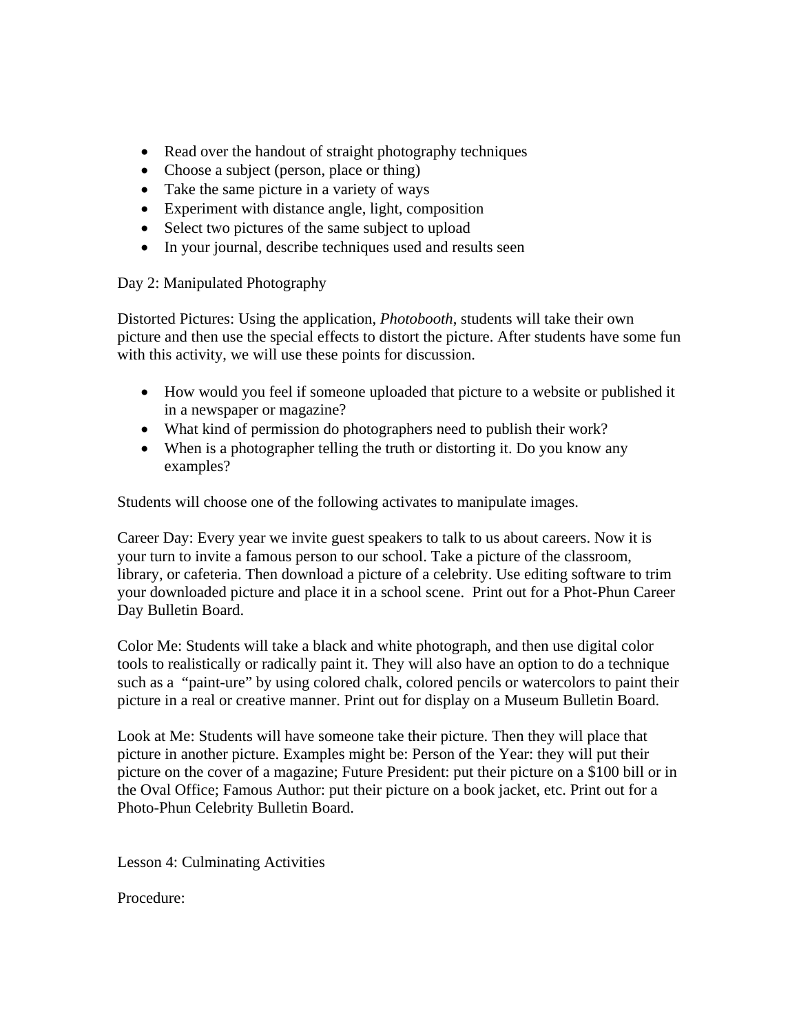- Read over the handout of straight photography techniques
- Choose a subject (person, place or thing)
- Take the same picture in a variety of ways
- Experiment with distance angle, light, composition
- Select two pictures of the same subject to upload
- In your journal, describe techniques used and results seen

Day 2: Manipulated Photography

Distorted Pictures: Using the application, *Photobooth*, students will take their own picture and then use the special effects to distort the picture. After students have some fun with this activity, we will use these points for discussion.

- How would you feel if someone uploaded that picture to a website or published it in a newspaper or magazine?
- What kind of permission do photographers need to publish their work?
- When is a photographer telling the truth or distorting it. Do you know any examples?

Students will choose one of the following activates to manipulate images.

Career Day: Every year we invite guest speakers to talk to us about careers. Now it is your turn to invite a famous person to our school. Take a picture of the classroom, library, or cafeteria. Then download a picture of a celebrity. Use editing software to trim your downloaded picture and place it in a school scene. Print out for a Phot-Phun Career Day Bulletin Board.

Color Me: Students will take a black and white photograph, and then use digital color tools to realistically or radically paint it. They will also have an option to do a technique such as a "paint-ure" by using colored chalk, colored pencils or watercolors to paint their picture in a real or creative manner. Print out for display on a Museum Bulletin Board.

Look at Me: Students will have someone take their picture. Then they will place that picture in another picture. Examples might be: Person of the Year: they will put their picture on the cover of a magazine; Future President: put their picture on a $100 bill or in the Oval Office; Famous Author: put their picture on a book jacket, etc. Print out for a Photo-Phun Celebrity Bulletin Board.

Lesson 4: Culminating Activities

Procedure: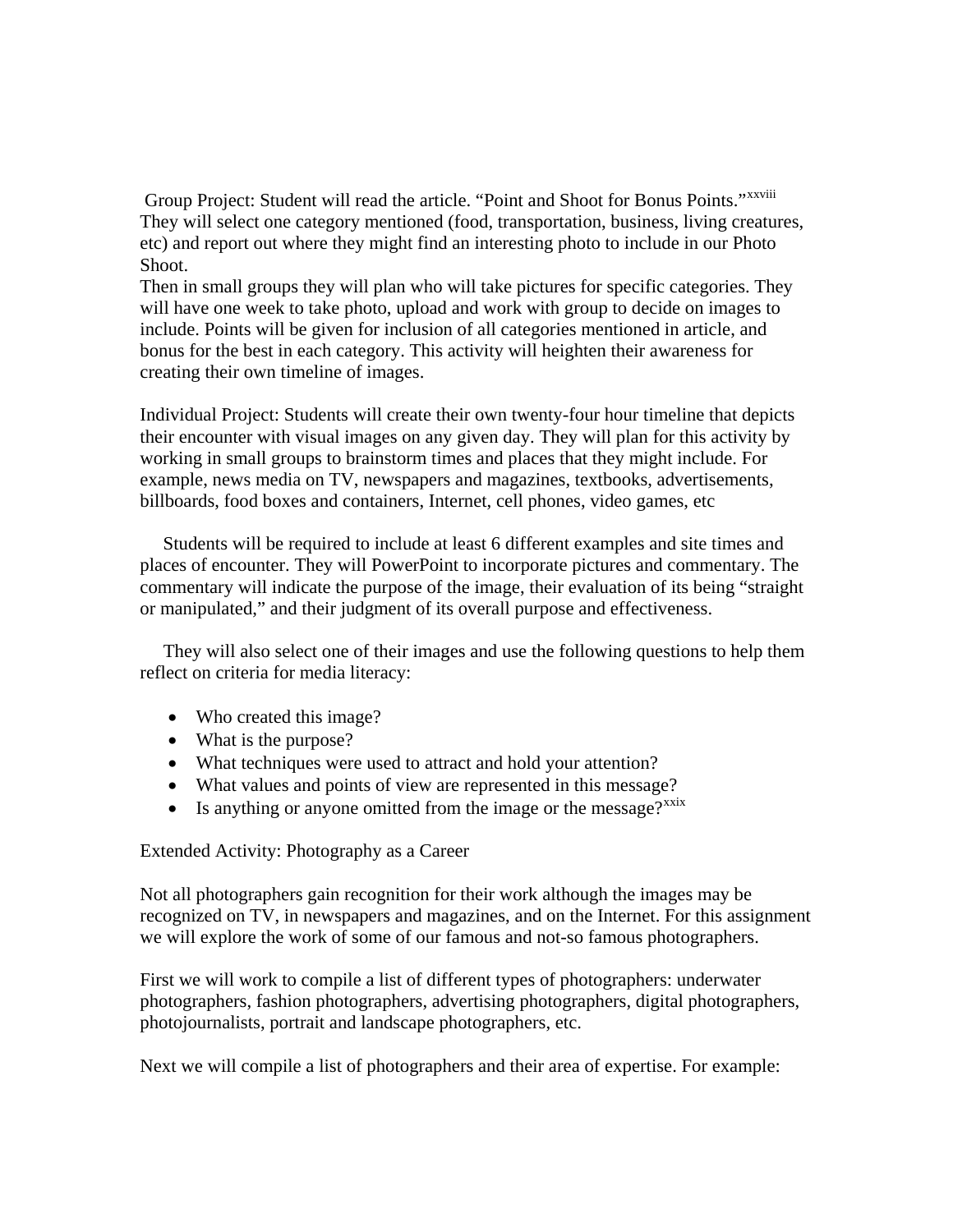Group Project: Student will read the article. “Point and Shoot for Bonus Points.”[xxviii] They will select one category mentioned (food, transportation, business, living creatures, etc) and report out where they might find an interesting photo to include in our Photo Shoot.
Then in small groups they will plan who will take pictures for specific categories. They will have one week to take photo, upload and work with group to decide on images to include. Points will be given for inclusion of all categories mentioned in article, and bonus for the best in each category. This activity will heighten their awareness for creating their own timeline of images.

Individual Project: Students will create their own twenty-four hour timeline that depicts their encounter with visual images on any given day. They will plan for this activity by working in small groups to brainstorm times and places that they might include. For example, news media on TV, newspapers and magazines, textbooks, advertisements, billboards, food boxes and containers, Internet, cell phones, video games, etc

Students will be required to include at least 6 different examples and site times and places of encounter. They will PowerPoint to incorporate pictures and commentary. The commentary will indicate the purpose of the image, their evaluation of its being “straight or manipulated,” and their judgment of its overall purpose and effectiveness.

They will also select one of their images and use the following questions to help them reflect on criteria for media literacy:

- Who created this image?
- What is the purpose?
- What techniques were used to attract and hold your attention?
- What values and points of view are represented in this message?
- Is anything or anyone omitted from the image or the message?[xxix]

Extended Activity: Photography as a Career

Not all photographers gain recognition for their work although the images may be recognized on TV, in newspapers and magazines, and on the Internet. For this assignment we will explore the work of some of our famous and not-so famous photographers.

First we will work to compile a list of different types of photographers: underwater photographers, fashion photographers, advertising photographers, digital photographers, photojournalists, portrait and landscape photographers, etc.

Next we will compile a list of photographers and their area of expertise. For example: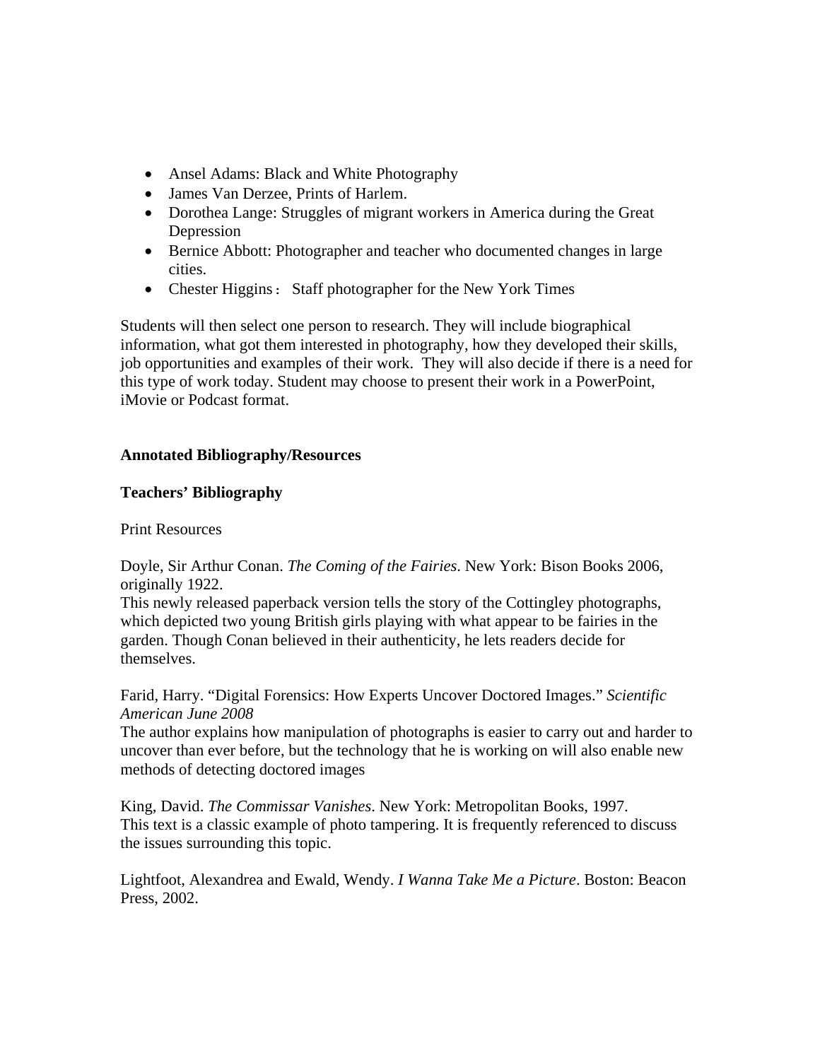- Ansel Adams: Black and White Photography
- James Van Derzee, Prints of Harlem.
- Dorothea Lange: Struggles of migrant workers in America during the Great Depression
- Bernice Abbott: Photographer and teacher who documented changes in large cities.
- Chester Higgins： Staff photographer for the New York Times

Students will then select one person to research. They will include biographical information, what got them interested in photography, how they developed their skills, job opportunities and examples of their work. They will also decide if there is a need for this type of work today. Student may choose to present their work in a PowerPoint, iMovie or Podcast format.

**Annotated Bibliography/Resources**

**Teachers' Bibliography**

Print Resources

Doyle, Sir Arthur Conan. *The Coming of the Fairies*. New York: Bison Books 2006, originally 1922.
This newly released paperback version tells the story of the Cottingley photographs, which depicted two young British girls playing with what appear to be fairies in the garden. Though Conan believed in their authenticity, he lets readers decide for themselves.

Farid, Harry. "Digital Forensics: How Experts Uncover Doctored Images." *Scientific American June 2008*
The author explains how manipulation of photographs is easier to carry out and harder to uncover than ever before, but the technology that he is working on will also enable new methods of detecting doctored images

King, David. *The Commissar Vanishes*. New York: Metropolitan Books, 1997.
This text is a classic example of photo tampering. It is frequently referenced to discuss the issues surrounding this topic.

Lightfoot, Alexandrea and Ewald, Wendy. *I Wanna Take Me a Picture*. Boston: Beacon Press, 2002.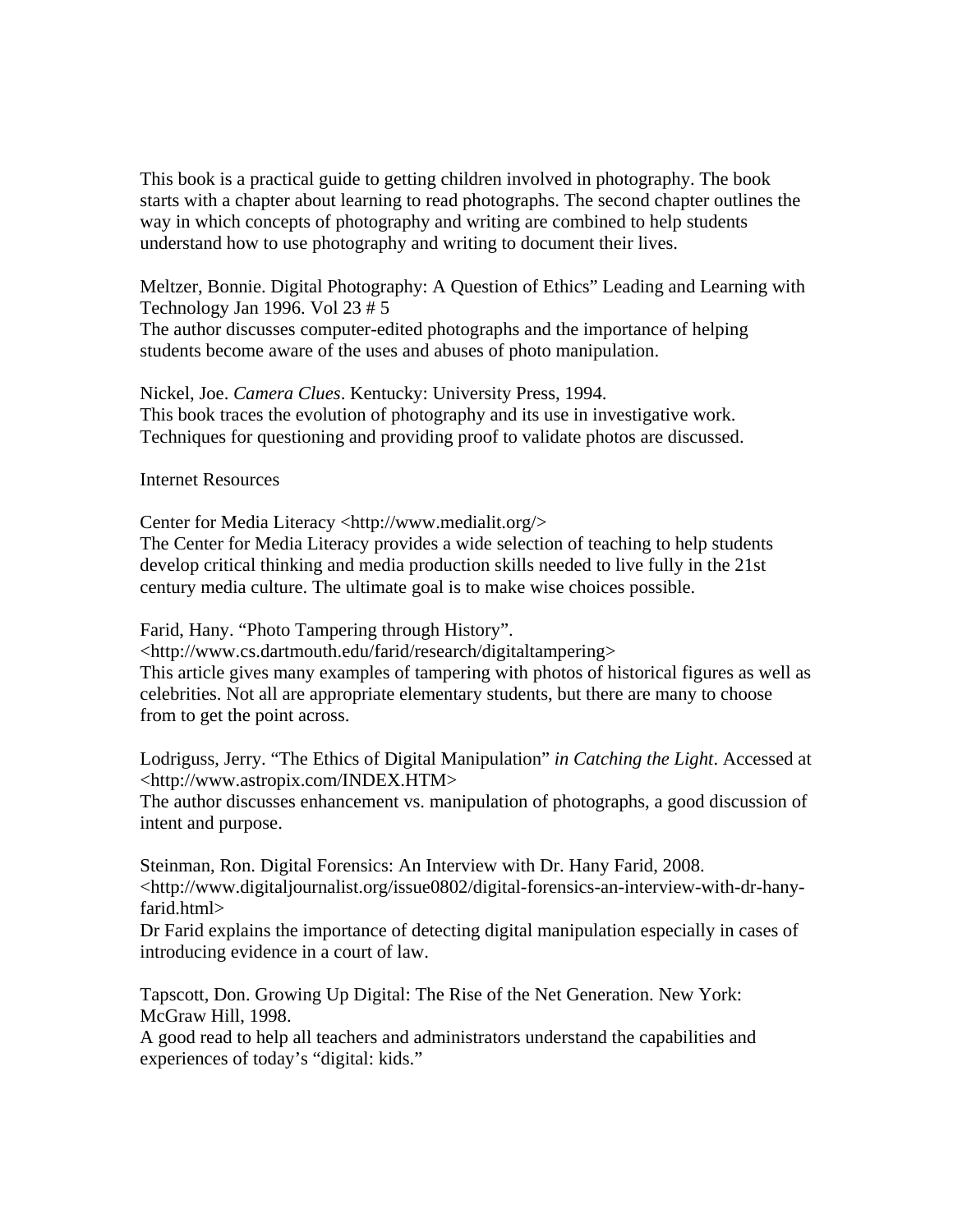This book is a practical guide to getting children involved in photography. The book starts with a chapter about learning to read photographs. The second chapter outlines the way in which concepts of photography and writing are combined to help students understand how to use photography and writing to document their lives.

Meltzer, Bonnie. Digital Photography: A Question of Ethics" Leading and Learning with Technology Jan 1996. Vol 23 # 5
The author discusses computer-edited photographs and the importance of helping students become aware of the uses and abuses of photo manipulation.

Nickel, Joe. *Camera Clues*. Kentucky: University Press, 1994.
This book traces the evolution of photography and its use in investigative work. Techniques for questioning and providing proof to validate photos are discussed.

Internet Resources

Center for Media Literacy <http://www.medialit.org/>
The Center for Media Literacy provides a wide selection of teaching to help students develop critical thinking and media production skills needed to live fully in the 21st century media culture. The ultimate goal is to make wise choices possible.

Farid, Hany. "Photo Tampering through History".
<http://www.cs.dartmouth.edu/farid/research/digitaltampering>
This article gives many examples of tampering with photos of historical figures as well as celebrities. Not all are appropriate elementary students, but there are many to choose from to get the point across.

Lodriguss, Jerry. "The Ethics of Digital Manipulation" *in Catching the Light*. Accessed at <http://www.astropix.com/INDEX.HTM>
The author discusses enhancement vs. manipulation of photographs, a good discussion of intent and purpose.

Steinman, Ron. Digital Forensics: An Interview with Dr. Hany Farid, 2008.
<http://www.digitaljournalist.org/issue0802/digital-forensics-an-interview-with-dr-hany-farid.html>
Dr Farid explains the importance of detecting digital manipulation especially in cases of introducing evidence in a court of law.

Tapscott, Don. Growing Up Digital: The Rise of the Net Generation. New York: McGraw Hill, 1998.
A good read to help all teachers and administrators understand the capabilities and experiences of today's "digital: kids."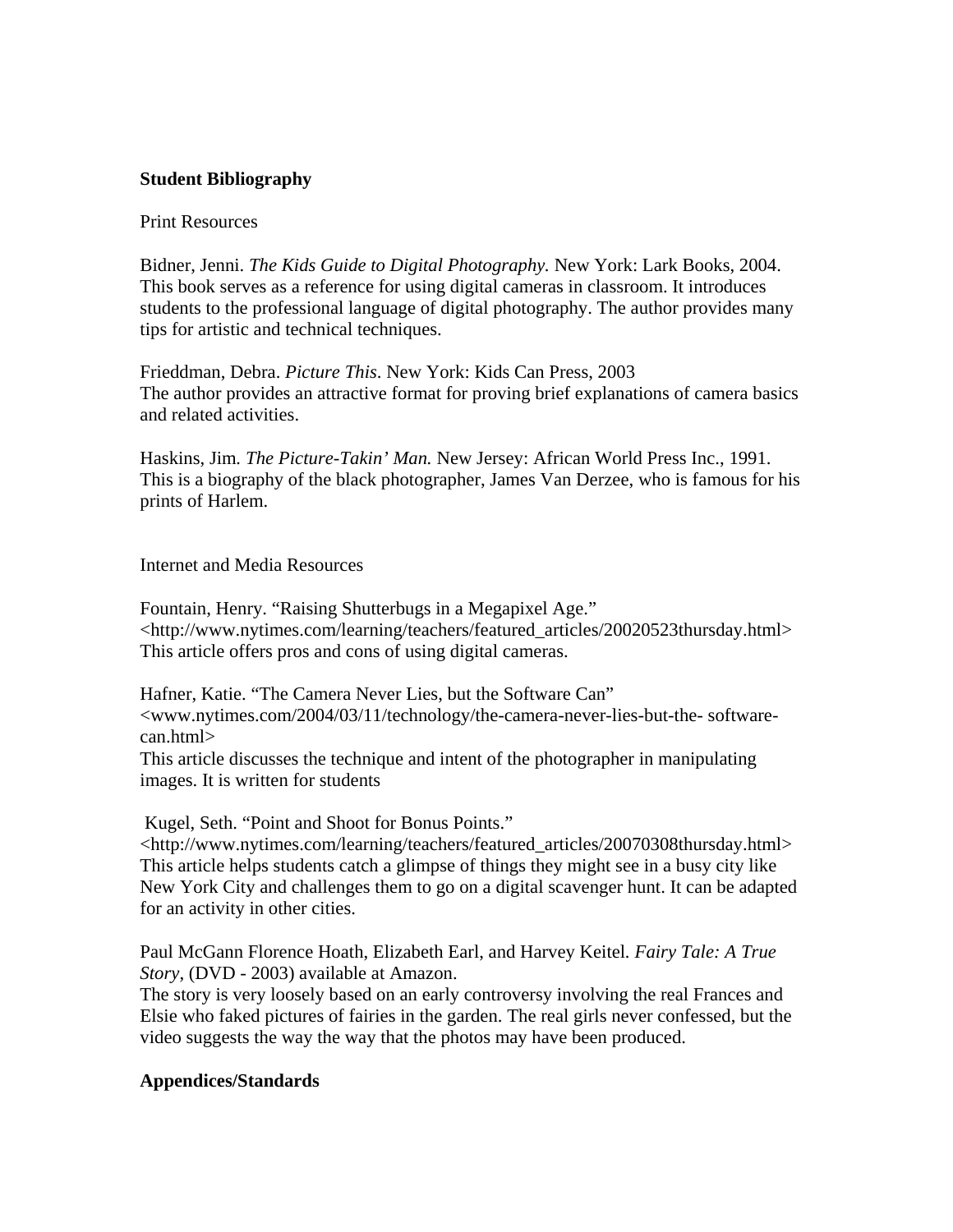**Student Bibliography**

Print Resources

Bidner, Jenni. *The Kids Guide to Digital Photography.* New York: Lark Books, 2004. This book serves as a reference for using digital cameras in classroom. It introduces students to the professional language of digital photography. The author provides many tips for artistic and technical techniques.

Frieddman, Debra. *Picture This*. New York: Kids Can Press, 2003
The author provides an attractive format for proving brief explanations of camera basics and related activities.

Haskins, Jim. *The Picture-Takin' Man.* New Jersey: African World Press Inc., 1991. This is a biography of the black photographer, James Van Derzee, who is famous for his prints of Harlem.

Internet and Media Resources

Fountain, Henry. "Raising Shutterbugs in a Megapixel Age."
<http://www.nytimes.com/learning/teachers/featured_articles/20020523thursday.html>
This article offers pros and cons of using digital cameras.

Hafner, Katie. "The Camera Never Lies, but the Software Can"
<www.nytimes.com/2004/03/11/technology/the-camera-never-lies-but-the- software-can.html>
This article discusses the technique and intent of the photographer in manipulating images. It is written for students

Kugel, Seth. "Point and Shoot for Bonus Points."
<http://www.nytimes.com/learning/teachers/featured_articles/20070308thursday.html>
This article helps students catch a glimpse of things they might see in a busy city like New York City and challenges them to go on a digital scavenger hunt. It can be adapted for an activity in other cities.

Paul McGann Florence Hoath, Elizabeth Earl, and Harvey Keitel. *Fairy Tale: A True Story*, (DVD - 2003) available at Amazon.
The story is very loosely based on an early controversy involving the real Frances and Elsie who faked pictures of fairies in the garden. The real girls never confessed, but the video suggests the way the way that the photos may have been produced.

**Appendices/Standards**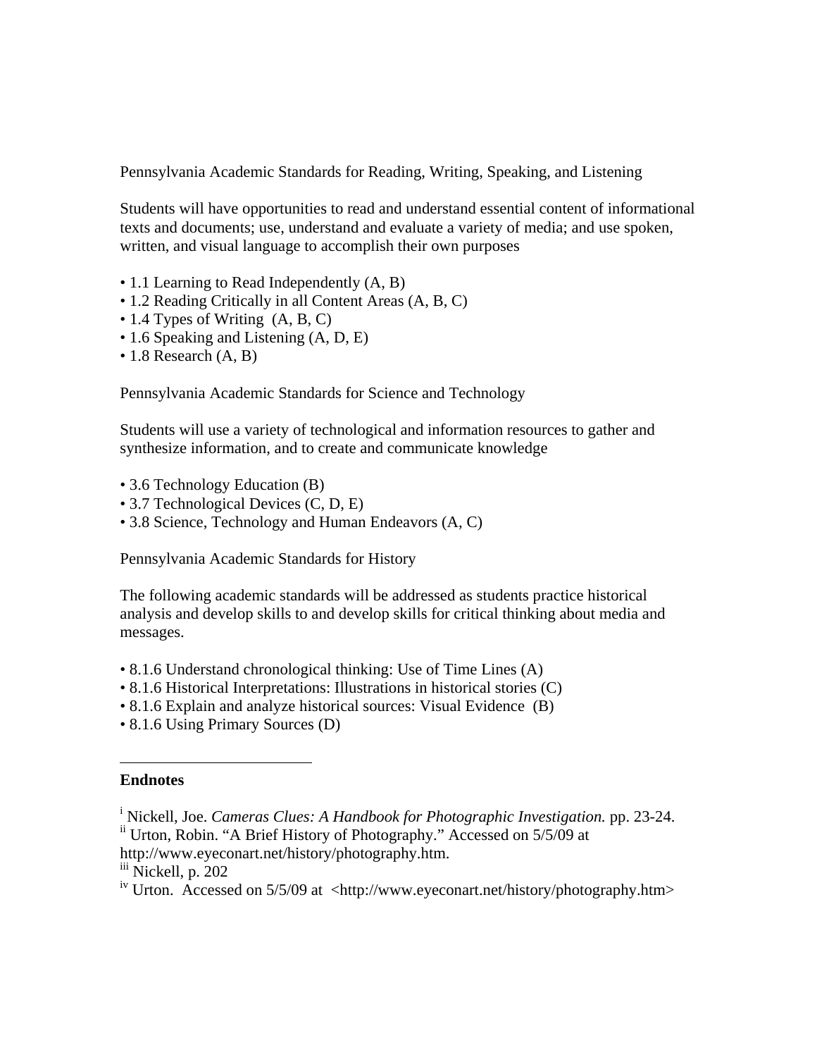Pennsylvania Academic Standards for Reading, Writing, Speaking, and Listening

Students will have opportunities to read and understand essential content of informational texts and documents; use, understand and evaluate a variety of media; and use spoken, written, and visual language to accomplish their own purposes

- 1.1 Learning to Read Independently (A, B)
- 1.2 Reading Critically in all Content Areas (A, B, C)
- 1.4 Types of Writing (A, B, C)
- 1.6 Speaking and Listening (A, D, E)
- 1.8 Research (A, B)

Pennsylvania Academic Standards for Science and Technology

Students will use a variety of technological and information resources to gather and synthesize information, and to create and communicate knowledge

- 3.6 Technology Education (B)
- 3.7 Technological Devices (C, D, E)
- 3.8 Science, Technology and Human Endeavors (A, C)

Pennsylvania Academic Standards for History

The following academic standards will be addressed as students practice historical analysis and develop skills to and develop skills for critical thinking about media and messages.

- 8.1.6 Understand chronological thinking: Use of Time Lines (A)
- 8.1.6 Historical Interpretations: Illustrations in historical stories (C)
- 8.1.6 Explain and analyze historical sources: Visual Evidence (B)
- 8.1.6 Using Primary Sources (D)

---

**Endnotes**

[i] Nickell, Joe. *Cameras Clues: A Handbook for Photographic Investigation.* pp. 23-24.
[ii] Urton, Robin. "A Brief History of Photography." Accessed on 5/5/09 at http://www.eyeconart.net/history/photography.htm.
[iii] Nickell, p. 202
[iv] Urton. Accessed on 5/5/09 at <http://www.eyeconart.net/history/photography.htm>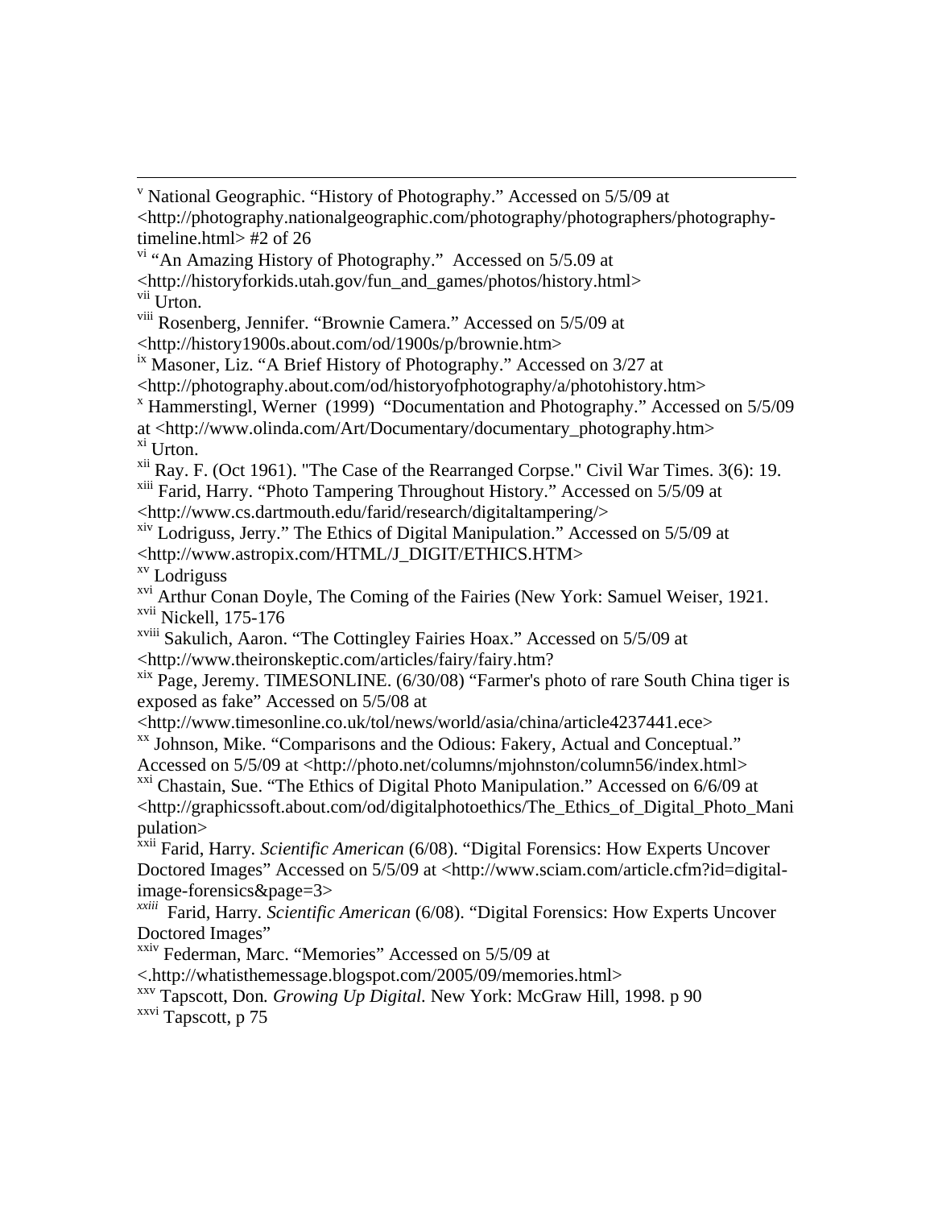[v] National Geographic. "History of Photography." Accessed on 5/5/09 at <http://photography.nationalgeographic.com/photography/photographers/photography-timeline.html> #2 of 26

[vi] "An Amazing History of Photography." Accessed on 5/5.09 at <http://historyforkids.utah.gov/fun_and_games/photos/history.html>

[vii] Urton.

[viii] Rosenberg, Jennifer. "Brownie Camera." Accessed on 5/5/09 at <http://history1900s.about.com/od/1900s/p/brownie.htm>

[ix] Masoner, Liz. "A Brief History of Photography." Accessed on 3/27 at <http://photography.about.com/od/historyofphotography/a/photohistory.htm>

[x] Hammerstingl, Werner (1999) "Documentation and Photography." Accessed on 5/5/09 at <http://www.olinda.com/Art/Documentary/documentary_photography.htm>

[xi] Urton.

[xii] Ray. F. (Oct 1961). "The Case of the Rearranged Corpse." Civil War Times. 3(6): 19.

[xiii] Farid, Harry. "Photo Tampering Throughout History." Accessed on 5/5/09 at <http://www.cs.dartmouth.edu/farid/research/digitaltampering/>

[xiv] Lodriguss, Jerry." The Ethics of Digital Manipulation." Accessed on 5/5/09 at <http://www.astropix.com/HTML/J_DIGIT/ETHICS.HTM>

[xv] Lodriguss

[xvi] Arthur Conan Doyle, The Coming of the Fairies (New York: Samuel Weiser, 1921.

[xvii] Nickell, 175-176

[xviii] Sakulich, Aaron. "The Cottingley Fairies Hoax." Accessed on 5/5/09 at <http://www.theironskeptic.com/articles/fairy/fairy.htm?

[xix] Page, Jeremy. TIMESONLINE. (6/30/08) "Farmer's photo of rare South China tiger is exposed as fake" Accessed on 5/5/08 at <http://www.timesonline.co.uk/tol/news/world/asia/china/article4237441.ece>

[xx] Johnson, Mike. "Comparisons and the Odious: Fakery, Actual and Conceptual." Accessed on 5/5/09 at <http://photo.net/columns/mjohnston/column56/index.html>

[xxi] Chastain, Sue. "The Ethics of Digital Photo Manipulation." Accessed on 6/6/09 at <http://graphicssoft.about.com/od/digitalphotoethics/The_Ethics_of_Digital_Photo_Manipulation>

[xxii] Farid, Harry. *Scientific American* (6/08). "Digital Forensics: How Experts Uncover Doctored Images" Accessed on 5/5/09 at <http://www.sciam.com/article.cfm?id=digital-image-forensics&page=3>

[xxiii] Farid, Harry. *Scientific American* (6/08). "Digital Forensics: How Experts Uncover Doctored Images"

[xxiv] Federman, Marc. "Memories" Accessed on 5/5/09 at <.http://whatisthemessage.blogspot.com/2005/09/memories.html>

[xxv] Tapscott, Don. *Growing Up Digital.* New York: McGraw Hill, 1998. p 90

[xxvi] Tapscott, p 75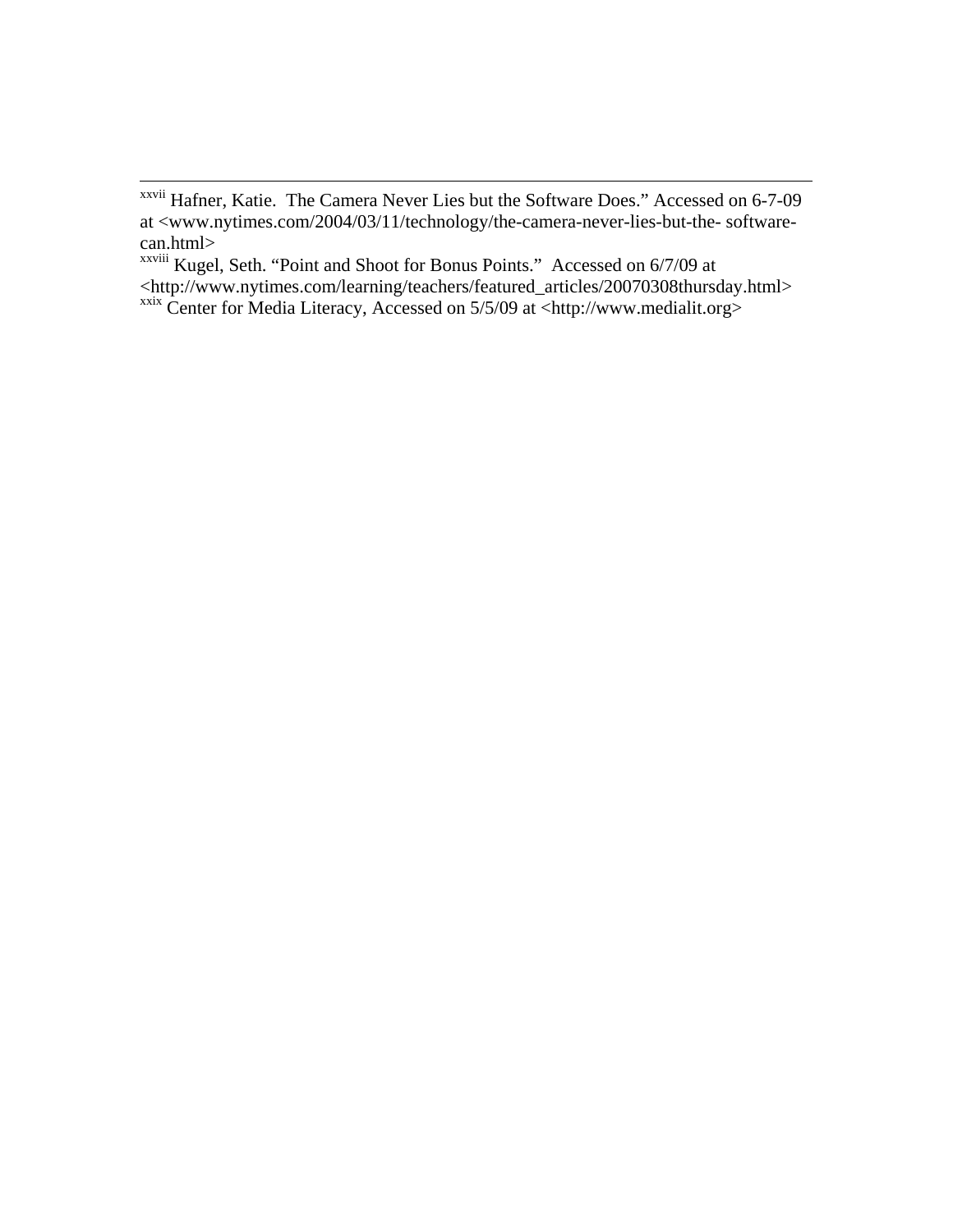---

[xxvii] Hafner, Katie. The Camera Never Lies but the Software Does." Accessed on 6-7-09 at <www.nytimes.com/2004/03/11/technology/the-camera-never-lies-but-the- software-can.html>

[xxviii] Kugel, Seth. "Point and Shoot for Bonus Points." Accessed on 6/7/09 at <http://www.nytimes.com/learning/teachers/featured_articles/20070308thursday.html>

[xxix] Center for Media Literacy, Accessed on 5/5/09 at <http://www.medialit.org>